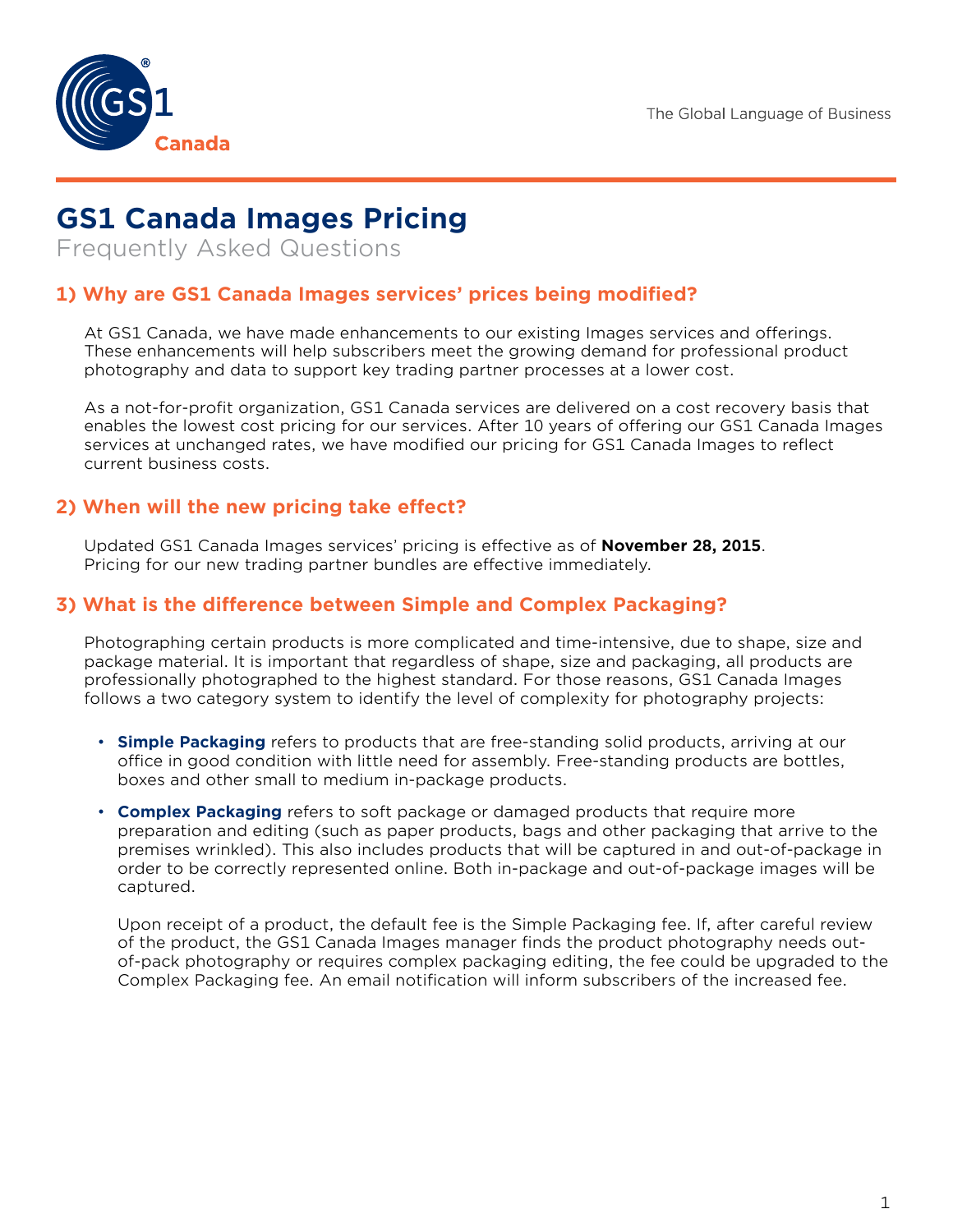The Global Language of Business

# GS1 Canada Images Pricing

Frequently Asked Questions

## 1) Why are GS1 Canada Images services' prices being modified?

At GS1 Canada, we have made enhancements to our existing Images services and offerings. These enhancements will help subscribers meet the growing demand for professional product photography and data to support key trading partner processes at a lower cost.

As a not-for-profit organization, GS1 Canada services are delivered on a cost recovery basis that enables the lowest cost pricing for our services. After 10 years of offering our GS1 Canada Images services at unchanged rates, we have modified our pricing for GS1 Canada Images to reflect current business costs.

## 2) When will the new pricing take effect?

Updated GS1 Canada Images services' pricing is effective as of **November 28, 2015**. Pricing for our new trading partner bundles are effective immediately.

## 3) What is the difference between Simple and Complex Packaging?

Photographing certain products is more complicated and time-intensive, due to shape, size and package material. It is important that regardless of shape, size and packaging, all products are professionally photographed to the highest standard. For those reasons, GS1 Canada Images follows a two category system to identify the level of complexity for photography projects:

- **Simple Packaging** refers to products that are free-standing solid products, arriving at our office in good condition with little need for assembly. Free-standing products are bottles, boxes and other small to medium in-package products.
- **Complex Packaging** refers to soft package or damaged products that require more preparation and editing (such as paper products, bags and other packaging that arrive to the premises wrinkled). This also includes products that will be captured in and out-of-package in order to be correctly represented online. Both in-package and out-of-package images will be captured.

  Upon receipt of a product, the default fee is the Simple Packaging fee. If, after careful review of the product, the GS1 Canada Images manager finds the product photography needs out-of-pack photography or requires complex packaging editing, the fee could be upgraded to the Complex Packaging fee. An email notification will inform subscribers of the increased fee.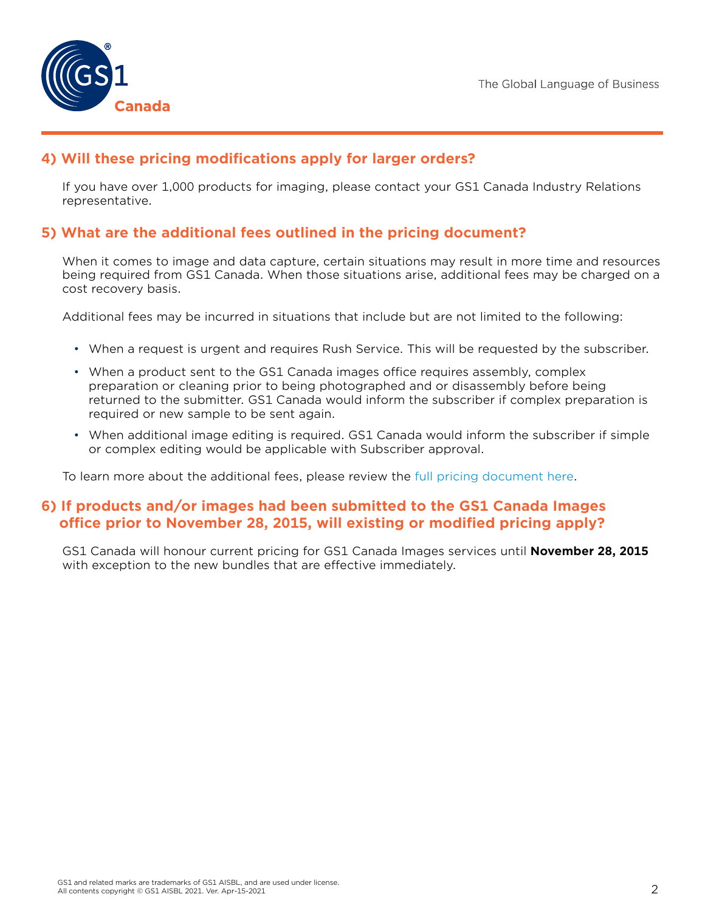## 4) Will these pricing modifications apply for larger orders?

If you have over 1,000 products for imaging, please contact your GS1 Canada Industry Relations representative.

## 5) What are the additional fees outlined in the pricing document?

When it comes to image and data capture, certain situations may result in more time and resources being required from GS1 Canada. When those situations arise, additional fees may be charged on a cost recovery basis.

Additional fees may be incurred in situations that include but are not limited to the following:

- When a request is urgent and requires Rush Service. This will be requested by the subscriber.
- When a product sent to the GS1 Canada images office requires assembly, complex preparation or cleaning prior to being photographed and or disassembly before being returned to the submitter. GS1 Canada would inform the subscriber if complex preparation is required or new sample to be sent again.
- When additional image editing is required. GS1 Canada would inform the subscriber if simple or complex editing would be applicable with Subscriber approval.

To learn more about the additional fees, please review the full pricing document here.

## 6) If products and/or images had been submitted to the GS1 Canada Images office prior to November 28, 2015, will existing or modified pricing apply?

GS1 Canada will honour current pricing for GS1 Canada Images services until **November 28, 2015** with exception to the new bundles that are effective immediately.

GS1 and related marks are trademarks of GS1 AISBL, and are used under license.
All contents copyright © GS1 AISBL 2021. Ver. Apr-15-2021